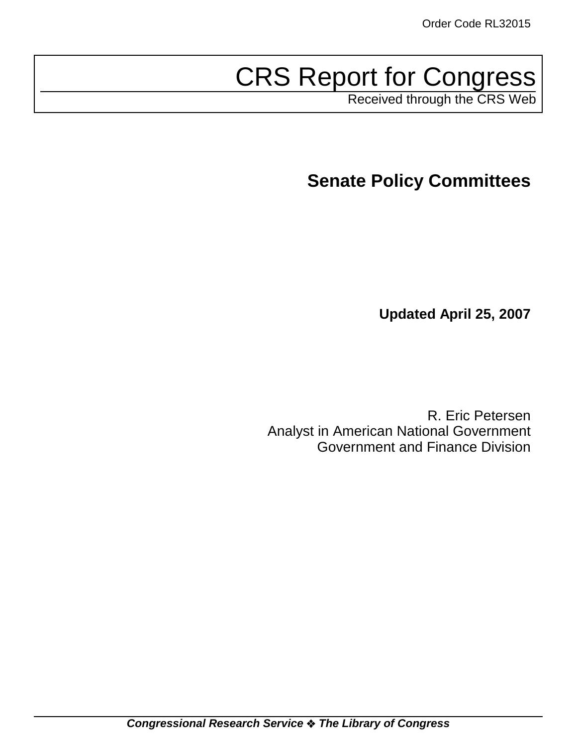Order Code RL32015

# CRS Report for Congress

Received through the CRS Web

## Senate Policy Committees

**Updated April 25, 2007**

R. Eric Petersen
Analyst in American National Government
Government and Finance Division

***Congressional Research Service ❖ The Library of Congress***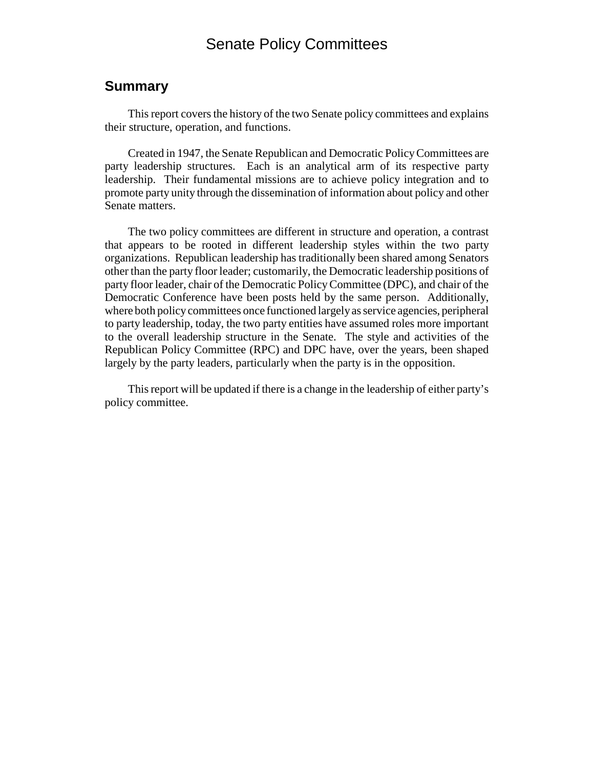# Senate Policy Committees

## Summary

This report covers the history of the two Senate policy committees and explains their structure, operation, and functions.

Created in 1947, the Senate Republican and Democratic Policy Committees are party leadership structures. Each is an analytical arm of its respective party leadership. Their fundamental missions are to achieve policy integration and to promote party unity through the dissemination of information about policy and other Senate matters.

The two policy committees are different in structure and operation, a contrast that appears to be rooted in different leadership styles within the two party organizations. Republican leadership has traditionally been shared among Senators other than the party floor leader; customarily, the Democratic leadership positions of party floor leader, chair of the Democratic Policy Committee (DPC), and chair of the Democratic Conference have been posts held by the same person. Additionally, where both policy committees once functioned largely as service agencies, peripheral to party leadership, today, the two party entities have assumed roles more important to the overall leadership structure in the Senate. The style and activities of the Republican Policy Committee (RPC) and DPC have, over the years, been shaped largely by the party leaders, particularly when the party is in the opposition.

This report will be updated if there is a change in the leadership of either party's policy committee.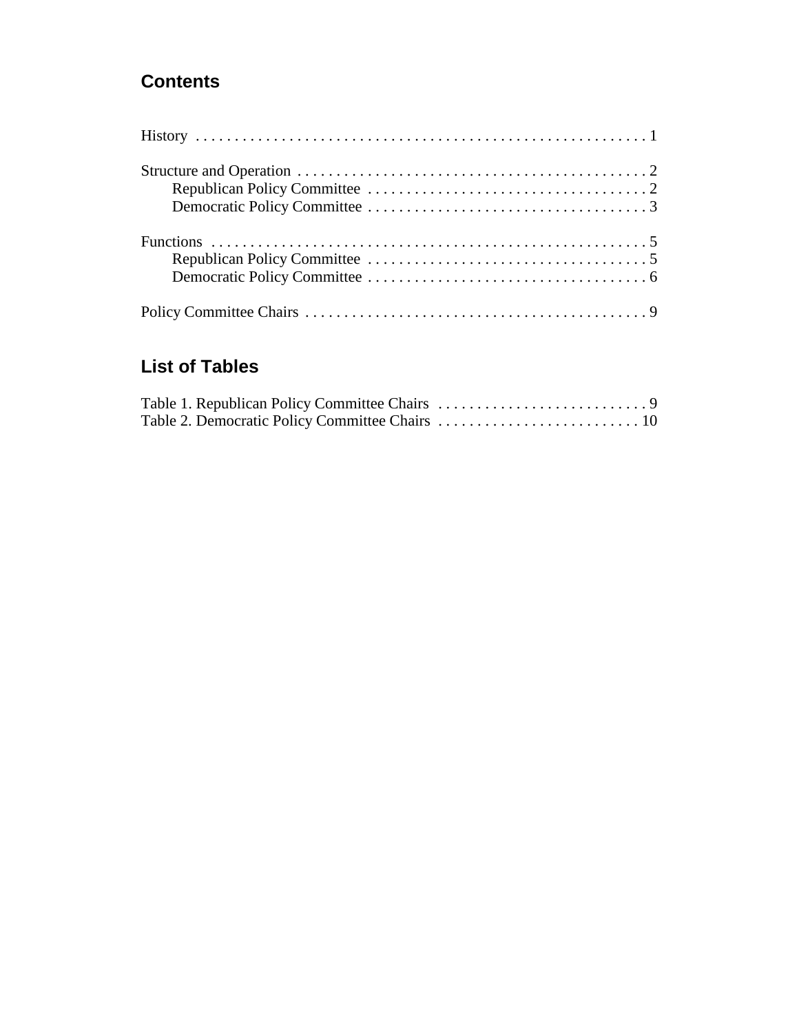## Contents

History . . . . . . . . . . . . . . . . . . . . . . . . . . . . . . . . . . . . . . . . . . . . . . . . . . . . . . . . . . 1

Structure and Operation . . . . . . . . . . . . . . . . . . . . . . . . . . . . . . . . . . . . . . . . . . . . . 2
- Republican Policy Committee . . . . . . . . . . . . . . . . . . . . . . . . . . . . . . . . . . . . 2
- Democratic Policy Committee . . . . . . . . . . . . . . . . . . . . . . . . . . . . . . . . . . . . 3

Functions . . . . . . . . . . . . . . . . . . . . . . . . . . . . . . . . . . . . . . . . . . . . . . . . . . . . . . . . 5
- Republican Policy Committee . . . . . . . . . . . . . . . . . . . . . . . . . . . . . . . . . . . . 5
- Democratic Policy Committee . . . . . . . . . . . . . . . . . . . . . . . . . . . . . . . . . . . . 6

Policy Committee Chairs . . . . . . . . . . . . . . . . . . . . . . . . . . . . . . . . . . . . . . . . . . . . 9

## List of Tables

Table 1. Republican Policy Committee Chairs . . . . . . . . . . . . . . . . . . . . . . . . . . . 9
Table 2. Democratic Policy Committee Chairs . . . . . . . . . . . . . . . . . . . . . . . . . . 10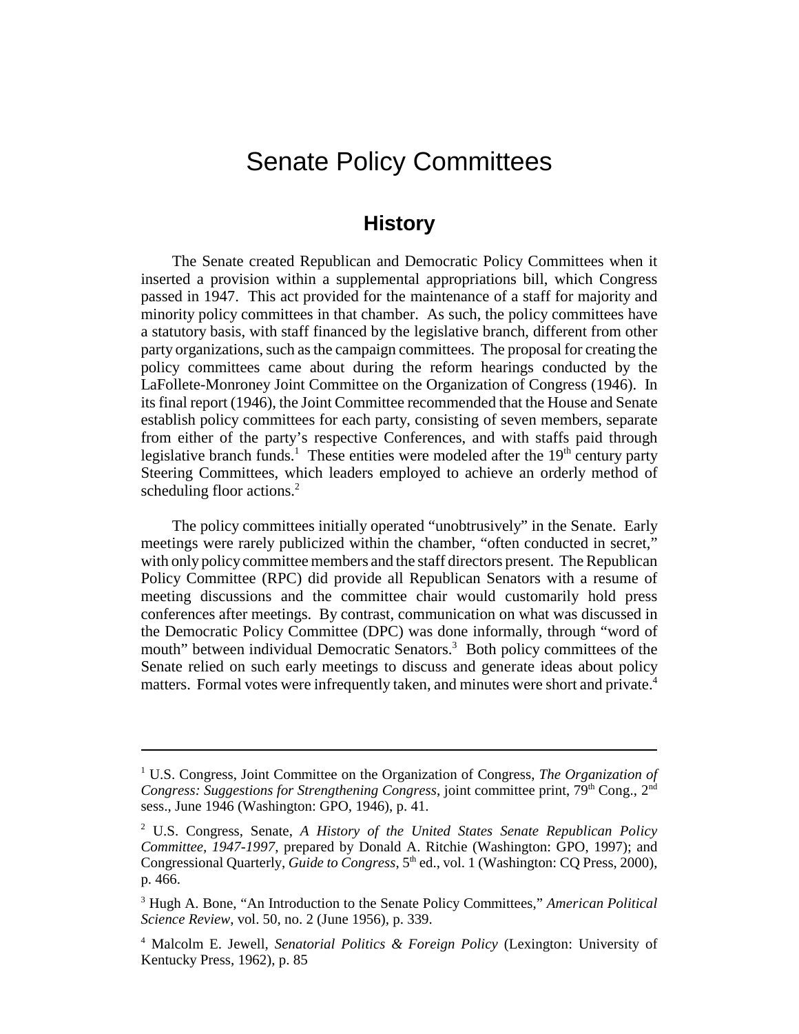# Senate Policy Committees

## History

The Senate created Republican and Democratic Policy Committees when it inserted a provision within a supplemental appropriations bill, which Congress passed in 1947. This act provided for the maintenance of a staff for majority and minority policy committees in that chamber. As such, the policy committees have a statutory basis, with staff financed by the legislative branch, different from other party organizations, such as the campaign committees. The proposal for creating the policy committees came about during the reform hearings conducted by the LaFollete-Monroney Joint Committee on the Organization of Congress (1946). In its final report (1946), the Joint Committee recommended that the House and Senate establish policy committees for each party, consisting of seven members, separate from either of the party's respective Conferences, and with staffs paid through legislative branch funds.[1] These entities were modeled after the 19th century party Steering Committees, which leaders employed to achieve an orderly method of scheduling floor actions.[2]

The policy committees initially operated "unobtrusively" in the Senate. Early meetings were rarely publicized within the chamber, "often conducted in secret," with only policy committee members and the staff directors present. The Republican Policy Committee (RPC) did provide all Republican Senators with a resume of meeting discussions and the committee chair would customarily hold press conferences after meetings. By contrast, communication on what was discussed in the Democratic Policy Committee (DPC) was done informally, through "word of mouth" between individual Democratic Senators.[3] Both policy committees of the Senate relied on such early meetings to discuss and generate ideas about policy matters. Formal votes were infrequently taken, and minutes were short and private.[4]

---

[1] U.S. Congress, Joint Committee on the Organization of Congress, *The Organization of Congress: Suggestions for Strengthening Congress*, joint committee print, 79th Cong., 2nd sess., June 1946 (Washington: GPO, 1946), p. 41.

[2] U.S. Congress, Senate, *A History of the United States Senate Republican Policy Committee, 1947-1997*, prepared by Donald A. Ritchie (Washington: GPO, 1997); and Congressional Quarterly, *Guide to Congress*, 5th ed., vol. 1 (Washington: CQ Press, 2000), p. 466.

[3] Hugh A. Bone, "An Introduction to the Senate Policy Committees," *American Political Science Review*, vol. 50, no. 2 (June 1956), p. 339.

[4] Malcolm E. Jewell, *Senatorial Politics & Foreign Policy* (Lexington: University of Kentucky Press, 1962), p. 85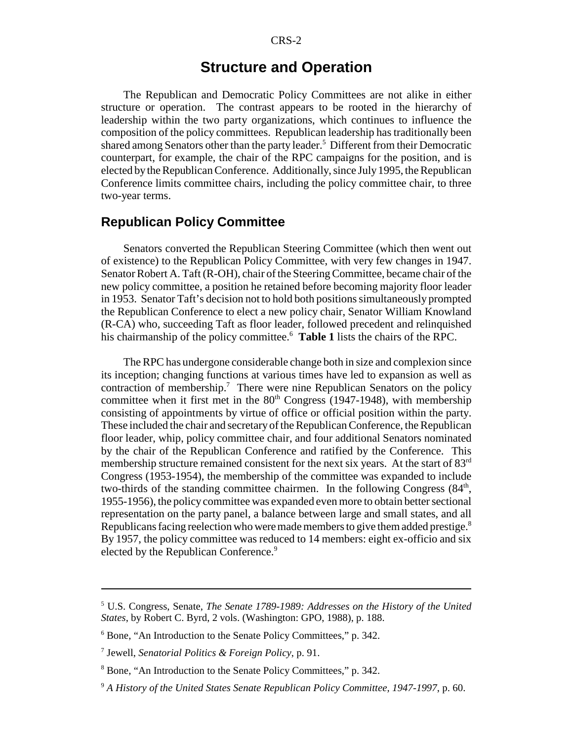## Structure and Operation

The Republican and Democratic Policy Committees are not alike in either structure or operation. The contrast appears to be rooted in the hierarchy of leadership within the two party organizations, which continues to influence the composition of the policy committees. Republican leadership has traditionally been shared among Senators other than the party leader.[5] Different from their Democratic counterpart, for example, the chair of the RPC campaigns for the position, and is elected by the Republican Conference. Additionally, since July 1995, the Republican Conference limits committee chairs, including the policy committee chair, to three two-year terms.

### Republican Policy Committee

Senators converted the Republican Steering Committee (which then went out of existence) to the Republican Policy Committee, with very few changes in 1947. Senator Robert A. Taft (R-OH), chair of the Steering Committee, became chair of the new policy committee, a position he retained before becoming majority floor leader in 1953. Senator Taft's decision not to hold both positions simultaneously prompted the Republican Conference to elect a new policy chair, Senator William Knowland (R-CA) who, succeeding Taft as floor leader, followed precedent and relinquished his chairmanship of the policy committee.[6] **Table 1** lists the chairs of the RPC.

The RPC has undergone considerable change both in size and complexion since its inception; changing functions at various times have led to expansion as well as contraction of membership.[7] There were nine Republican Senators on the policy committee when it first met in the 80th Congress (1947-1948), with membership consisting of appointments by virtue of office or official position within the party. These included the chair and secretary of the Republican Conference, the Republican floor leader, whip, policy committee chair, and four additional Senators nominated by the chair of the Republican Conference and ratified by the Conference. This membership structure remained consistent for the next six years. At the start of 83rd Congress (1953-1954), the membership of the committee was expanded to include two-thirds of the standing committee chairmen. In the following Congress (84th, 1955-1956), the policy committee was expanded even more to obtain better sectional representation on the party panel, a balance between large and small states, and all Republicans facing reelection who were made members to give them added prestige.[8] By 1957, the policy committee was reduced to 14 members: eight ex-officio and six elected by the Republican Conference.[9]

---

[5] U.S. Congress, Senate, *The Senate 1789-1989: Addresses on the History of the United States*, by Robert C. Byrd, 2 vols. (Washington: GPO, 1988), p. 188.

[6] Bone, "An Introduction to the Senate Policy Committees," p. 342.

[7] Jewell, *Senatorial Politics & Foreign Policy*, p. 91.

[8] Bone, "An Introduction to the Senate Policy Committees," p. 342.

[9] *A History of the United States Senate Republican Policy Committee, 1947-1997*, p. 60.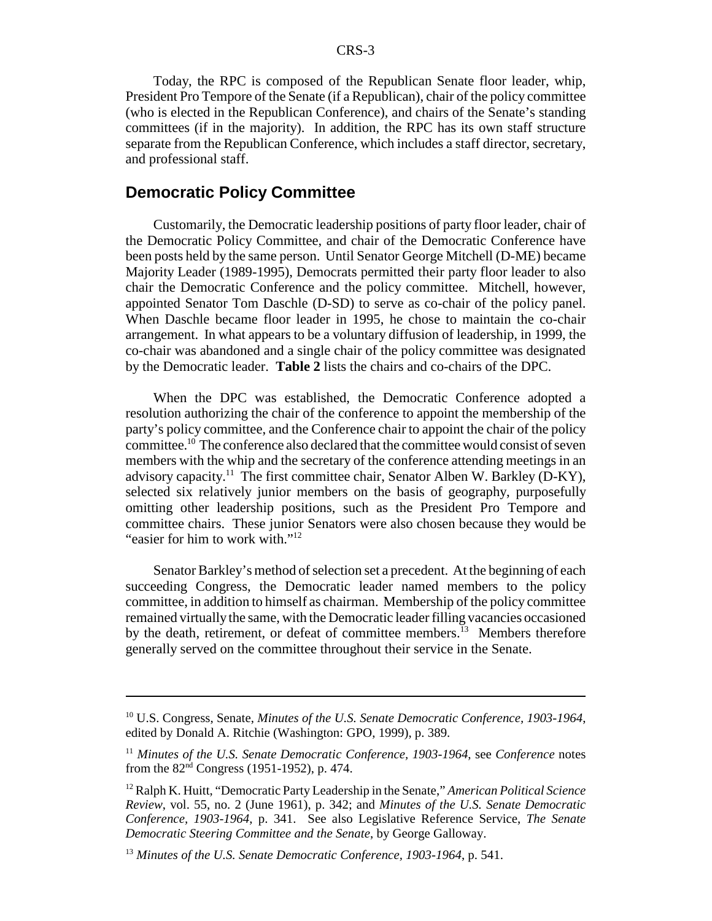Today, the RPC is composed of the Republican Senate floor leader, whip, President Pro Tempore of the Senate (if a Republican), chair of the policy committee (who is elected in the Republican Conference), and chairs of the Senate's standing committees (if in the majority). In addition, the RPC has its own staff structure separate from the Republican Conference, which includes a staff director, secretary, and professional staff.

## Democratic Policy Committee

Customarily, the Democratic leadership positions of party floor leader, chair of the Democratic Policy Committee, and chair of the Democratic Conference have been posts held by the same person. Until Senator George Mitchell (D-ME) became Majority Leader (1989-1995), Democrats permitted their party floor leader to also chair the Democratic Conference and the policy committee. Mitchell, however, appointed Senator Tom Daschle (D-SD) to serve as co-chair of the policy panel. When Daschle became floor leader in 1995, he chose to maintain the co-chair arrangement. In what appears to be a voluntary diffusion of leadership, in 1999, the co-chair was abandoned and a single chair of the policy committee was designated by the Democratic leader. **Table 2** lists the chairs and co-chairs of the DPC.

When the DPC was established, the Democratic Conference adopted a resolution authorizing the chair of the conference to appoint the membership of the party's policy committee, and the Conference chair to appoint the chair of the policy committee.[10] The conference also declared that the committee would consist of seven members with the whip and the secretary of the conference attending meetings in an advisory capacity.[11] The first committee chair, Senator Alben W. Barkley (D-KY), selected six relatively junior members on the basis of geography, purposefully omitting other leadership positions, such as the President Pro Tempore and committee chairs. These junior Senators were also chosen because they would be "easier for him to work with."[12]

Senator Barkley's method of selection set a precedent. At the beginning of each succeeding Congress, the Democratic leader named members to the policy committee, in addition to himself as chairman. Membership of the policy committee remained virtually the same, with the Democratic leader filling vacancies occasioned by the death, retirement, or defeat of committee members.[13] Members therefore generally served on the committee throughout their service in the Senate.

---

[10] U.S. Congress, Senate, *Minutes of the U.S. Senate Democratic Conference, 1903-1964*, edited by Donald A. Ritchie (Washington: GPO, 1999), p. 389.

[11] *Minutes of the U.S. Senate Democratic Conference, 1903-1964*, see *Conference* notes from the 82nd Congress (1951-1952), p. 474.

[12] Ralph K. Huitt, "Democratic Party Leadership in the Senate," *American Political Science Review*, vol. 55, no. 2 (June 1961), p. 342; and *Minutes of the U.S. Senate Democratic Conference, 1903-1964*, p. 341. See also Legislative Reference Service, *The Senate Democratic Steering Committee and the Senate*, by George Galloway.

[13] *Minutes of the U.S. Senate Democratic Conference, 1903-1964*, p. 541.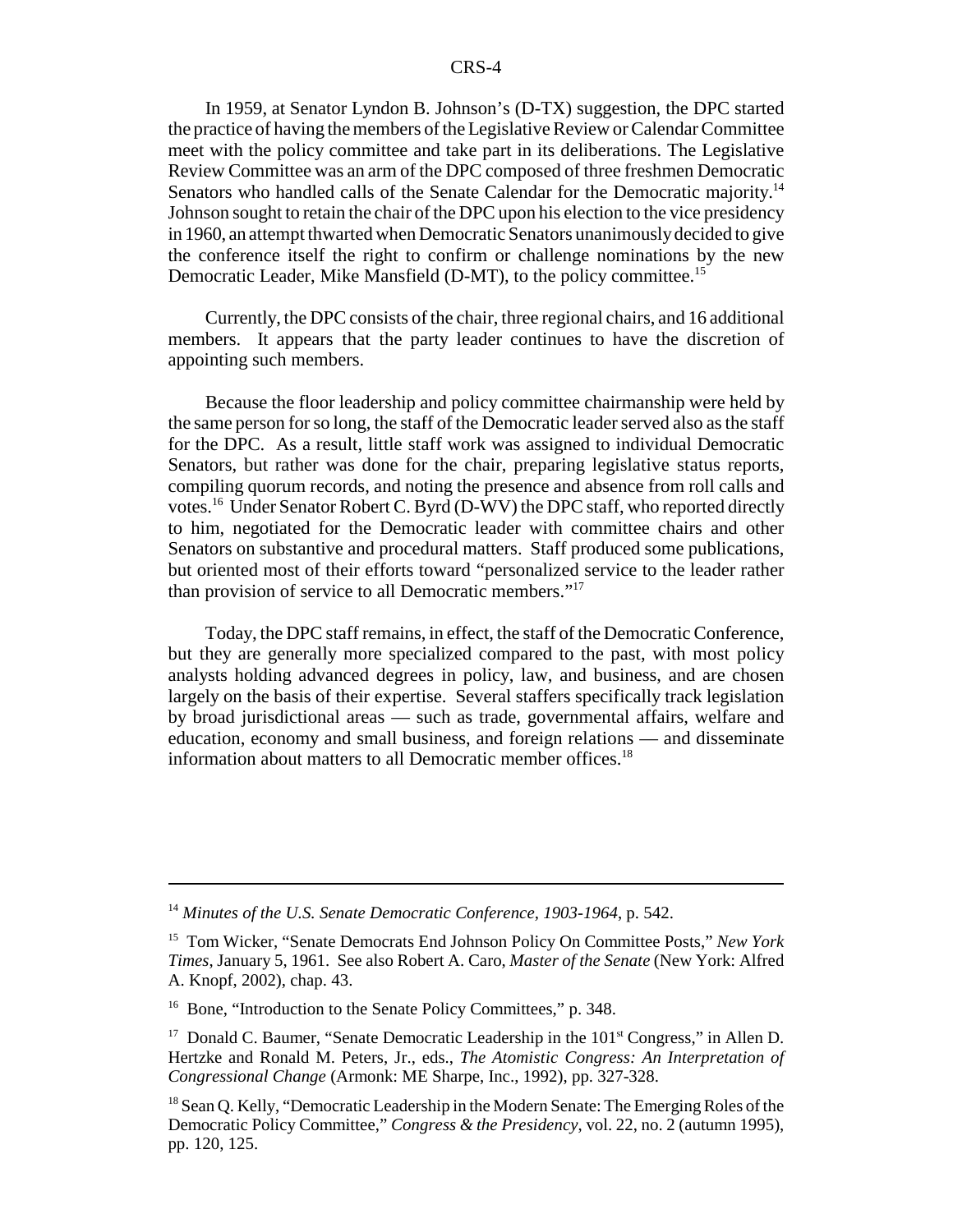In 1959, at Senator Lyndon B. Johnson's (D-TX) suggestion, the DPC started the practice of having the members of the Legislative Review or Calendar Committee meet with the policy committee and take part in its deliberations. The Legislative Review Committee was an arm of the DPC composed of three freshmen Democratic Senators who handled calls of the Senate Calendar for the Democratic majority.[14] Johnson sought to retain the chair of the DPC upon his election to the vice presidency in 1960, an attempt thwarted when Democratic Senators unanimously decided to give the conference itself the right to confirm or challenge nominations by the new Democratic Leader, Mike Mansfield (D-MT), to the policy committee.[15]

Currently, the DPC consists of the chair, three regional chairs, and 16 additional members. It appears that the party leader continues to have the discretion of appointing such members.

Because the floor leadership and policy committee chairmanship were held by the same person for so long, the staff of the Democratic leader served also as the staff for the DPC. As a result, little staff work was assigned to individual Democratic Senators, but rather was done for the chair, preparing legislative status reports, compiling quorum records, and noting the presence and absence from roll calls and votes.[16] Under Senator Robert C. Byrd (D-WV) the DPC staff, who reported directly to him, negotiated for the Democratic leader with committee chairs and other Senators on substantive and procedural matters. Staff produced some publications, but oriented most of their efforts toward "personalized service to the leader rather than provision of service to all Democratic members."[17]

Today, the DPC staff remains, in effect, the staff of the Democratic Conference, but they are generally more specialized compared to the past, with most policy analysts holding advanced degrees in policy, law, and business, and are chosen largely on the basis of their expertise. Several staffers specifically track legislation by broad jurisdictional areas — such as trade, governmental affairs, welfare and education, economy and small business, and foreign relations — and disseminate information about matters to all Democratic member offices.[18]

---

[14] *Minutes of the U.S. Senate Democratic Conference, 1903-1964*, p. 542.

[15] Tom Wicker, "Senate Democrats End Johnson Policy On Committee Posts," *New York Times*, January 5, 1961. See also Robert A. Caro, *Master of the Senate* (New York: Alfred A. Knopf, 2002), chap. 43.

[16] Bone, "Introduction to the Senate Policy Committees," p. 348.

[17] Donald C. Baumer, "Senate Democratic Leadership in the 101st Congress," in Allen D. Hertzke and Ronald M. Peters, Jr., eds., *The Atomistic Congress: An Interpretation of Congressional Change* (Armonk: ME Sharpe, Inc., 1992), pp. 327-328.

[18] Sean Q. Kelly, "Democratic Leadership in the Modern Senate: The Emerging Roles of the Democratic Policy Committee," *Congress & the Presidency*, vol. 22, no. 2 (autumn 1995), pp. 120, 125.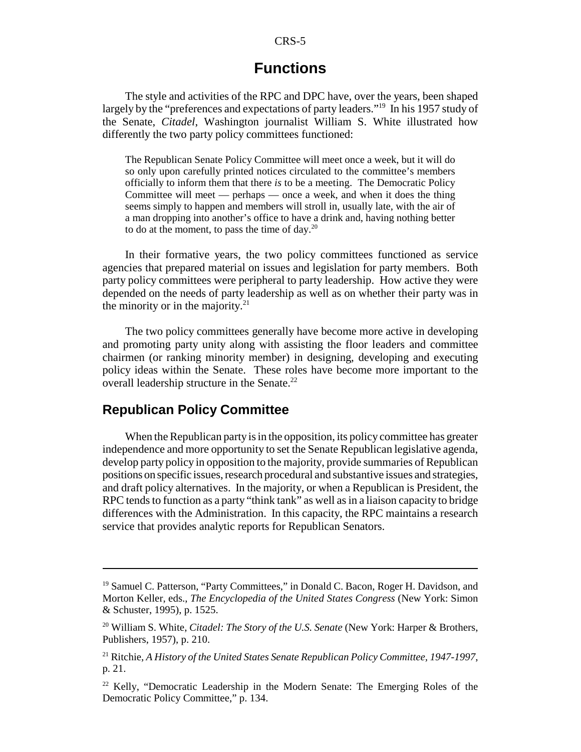# Functions

The style and activities of the RPC and DPC have, over the years, been shaped largely by the "preferences and expectations of party leaders."[19] In his 1957 study of the Senate, *Citadel*, Washington journalist William S. White illustrated how differently the two party policy committees functioned:

> The Republican Senate Policy Committee will meet once a week, but it will do so only upon carefully printed notices circulated to the committee's members officially to inform them that there *is* to be a meeting. The Democratic Policy Committee will meet — perhaps — once a week, and when it does the thing seems simply to happen and members will stroll in, usually late, with the air of a man dropping into another's office to have a drink and, having nothing better to do at the moment, to pass the time of day.[20]

In their formative years, the two policy committees functioned as service agencies that prepared material on issues and legislation for party members. Both party policy committees were peripheral to party leadership. How active they were depended on the needs of party leadership as well as on whether their party was in the minority or in the majority.[21]

The two policy committees generally have become more active in developing and promoting party unity along with assisting the floor leaders and committee chairmen (or ranking minority member) in designing, developing and executing policy ideas within the Senate. These roles have become more important to the overall leadership structure in the Senate.[22]

## Republican Policy Committee

When the Republican party is in the opposition, its policy committee has greater independence and more opportunity to set the Senate Republican legislative agenda, develop party policy in opposition to the majority, provide summaries of Republican positions on specific issues, research procedural and substantive issues and strategies, and draft policy alternatives. In the majority, or when a Republican is President, the RPC tends to function as a party "think tank" as well as in a liaison capacity to bridge differences with the Administration. In this capacity, the RPC maintains a research service that provides analytic reports for Republican Senators.

---

[19] Samuel C. Patterson, "Party Committees," in Donald C. Bacon, Roger H. Davidson, and Morton Keller, eds., *The Encyclopedia of the United States Congress* (New York: Simon & Schuster, 1995), p. 1525.

[20] William S. White, *Citadel: The Story of the U.S. Senate* (New York: Harper & Brothers, Publishers, 1957), p. 210.

[21] Ritchie, *A History of the United States Senate Republican Policy Committee, 1947-1997*, p. 21.

[22] Kelly, "Democratic Leadership in the Modern Senate: The Emerging Roles of the Democratic Policy Committee," p. 134.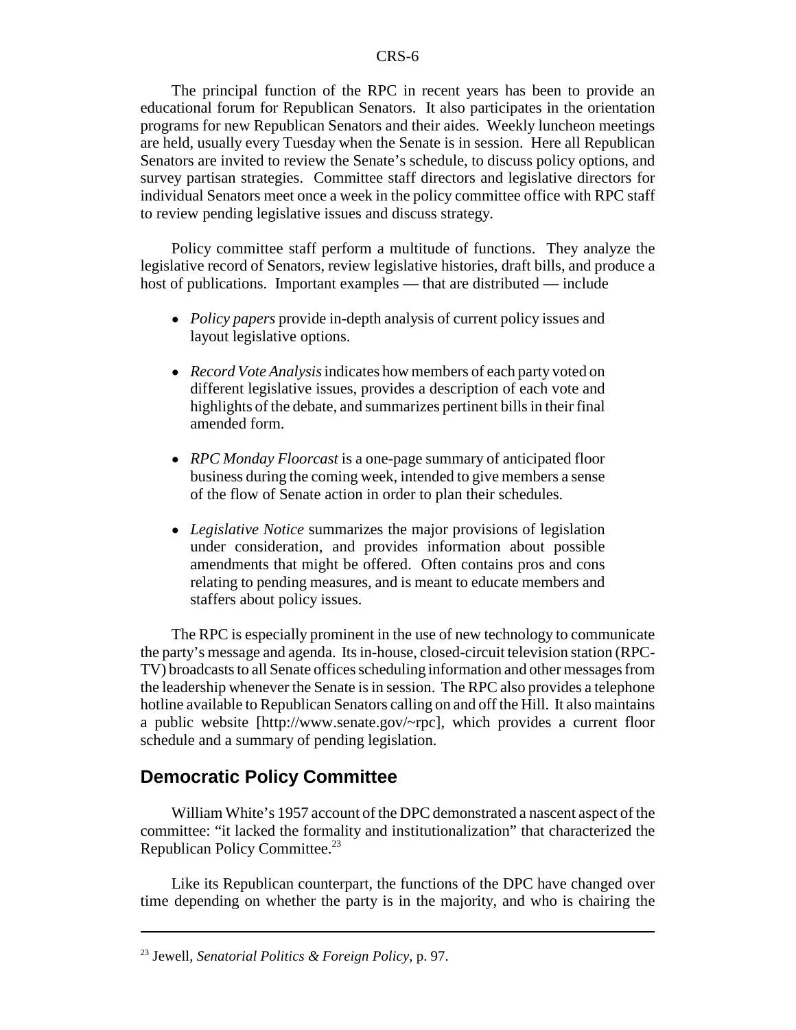The principal function of the RPC in recent years has been to provide an educational forum for Republican Senators. It also participates in the orientation programs for new Republican Senators and their aides. Weekly luncheon meetings are held, usually every Tuesday when the Senate is in session. Here all Republican Senators are invited to review the Senate's schedule, to discuss policy options, and survey partisan strategies. Committee staff directors and legislative directors for individual Senators meet once a week in the policy committee office with RPC staff to review pending legislative issues and discuss strategy.

Policy committee staff perform a multitude of functions. They analyze the legislative record of Senators, review legislative histories, draft bills, and produce a host of publications. Important examples — that are distributed — include

- *Policy papers* provide in-depth analysis of current policy issues and layout legislative options.
- *Record Vote Analysis* indicates how members of each party voted on different legislative issues, provides a description of each vote and highlights of the debate, and summarizes pertinent bills in their final amended form.
- *RPC Monday Floorcast* is a one-page summary of anticipated floor business during the coming week, intended to give members a sense of the flow of Senate action in order to plan their schedules.
- *Legislative Notice* summarizes the major provisions of legislation under consideration, and provides information about possible amendments that might be offered. Often contains pros and cons relating to pending measures, and is meant to educate members and staffers about policy issues.

The RPC is especially prominent in the use of new technology to communicate the party's message and agenda. Its in-house, closed-circuit television station (RPC-TV) broadcasts to all Senate offices scheduling information and other messages from the leadership whenever the Senate is in session. The RPC also provides a telephone hotline available to Republican Senators calling on and off the Hill. It also maintains a public website [http://www.senate.gov/~rpc], which provides a current floor schedule and a summary of pending legislation.

## Democratic Policy Committee

William White's 1957 account of the DPC demonstrated a nascent aspect of the committee: "it lacked the formality and institutionalization" that characterized the Republican Policy Committee.[23]

Like its Republican counterpart, the functions of the DPC have changed over time depending on whether the party is in the majority, and who is chairing the

---

[23] Jewell, *Senatorial Politics & Foreign Policy*, p. 97.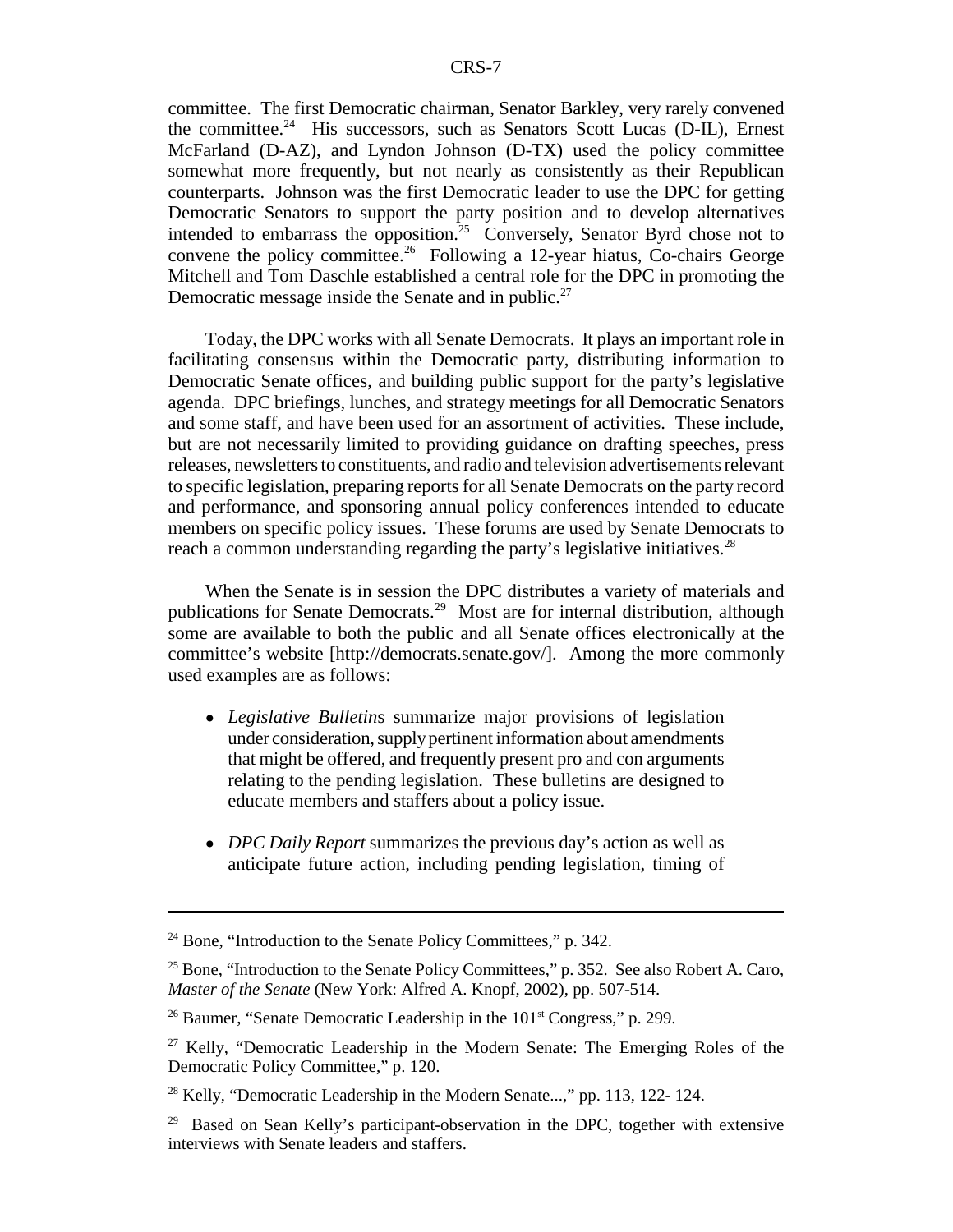committee. The first Democratic chairman, Senator Barkley, very rarely convened the committee.[24] His successors, such as Senators Scott Lucas (D-IL), Ernest McFarland (D-AZ), and Lyndon Johnson (D-TX) used the policy committee somewhat more frequently, but not nearly as consistently as their Republican counterparts. Johnson was the first Democratic leader to use the DPC for getting Democratic Senators to support the party position and to develop alternatives intended to embarrass the opposition.[25] Conversely, Senator Byrd chose not to convene the policy committee.[26] Following a 12-year hiatus, Co-chairs George Mitchell and Tom Daschle established a central role for the DPC in promoting the Democratic message inside the Senate and in public.[27]

Today, the DPC works with all Senate Democrats. It plays an important role in facilitating consensus within the Democratic party, distributing information to Democratic Senate offices, and building public support for the party's legislative agenda. DPC briefings, lunches, and strategy meetings for all Democratic Senators and some staff, and have been used for an assortment of activities. These include, but are not necessarily limited to providing guidance on drafting speeches, press releases, newsletters to constituents, and radio and television advertisements relevant to specific legislation, preparing reports for all Senate Democrats on the party record and performance, and sponsoring annual policy conferences intended to educate members on specific policy issues. These forums are used by Senate Democrats to reach a common understanding regarding the party's legislative initiatives.[28]

When the Senate is in session the DPC distributes a variety of materials and publications for Senate Democrats.[29] Most are for internal distribution, although some are available to both the public and all Senate offices electronically at the committee's website [http://democrats.senate.gov/]. Among the more commonly used examples are as follows:

- *Legislative Bulletin*s summarize major provisions of legislation under consideration, supply pertinent information about amendments that might be offered, and frequently present pro and con arguments relating to the pending legislation. These bulletins are designed to educate members and staffers about a policy issue.
- *DPC Daily Report* summarizes the previous day's action as well as anticipate future action, including pending legislation, timing of

---

[24] Bone, "Introduction to the Senate Policy Committees," p. 342.

[25] Bone, "Introduction to the Senate Policy Committees," p. 352. See also Robert A. Caro, *Master of the Senate* (New York: Alfred A. Knopf, 2002), pp. 507-514.

[26] Baumer, "Senate Democratic Leadership in the 101st Congress," p. 299.

[27] Kelly, "Democratic Leadership in the Modern Senate: The Emerging Roles of the Democratic Policy Committee," p. 120.

[28] Kelly, "Democratic Leadership in the Modern Senate...," pp. 113, 122- 124.

[29] Based on Sean Kelly's participant-observation in the DPC, together with extensive interviews with Senate leaders and staffers.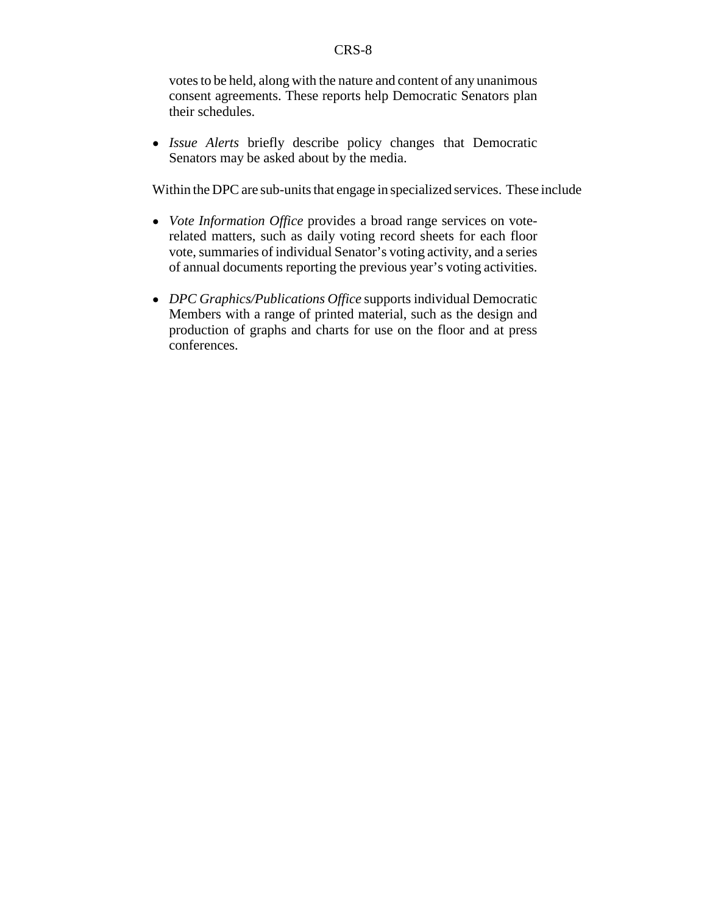votes to be held, along with the nature and content of any unanimous consent agreements. These reports help Democratic Senators plan their schedules.

- *Issue Alerts* briefly describe policy changes that Democratic Senators may be asked about by the media.

Within the DPC are sub-units that engage in specialized services. These include

- *Vote Information Office* provides a broad range services on vote-related matters, such as daily voting record sheets for each floor vote, summaries of individual Senator's voting activity, and a series of annual documents reporting the previous year's voting activities.

- *DPC Graphics/Publications Office* supports individual Democratic Members with a range of printed material, such as the design and production of graphs and charts for use on the floor and at press conferences.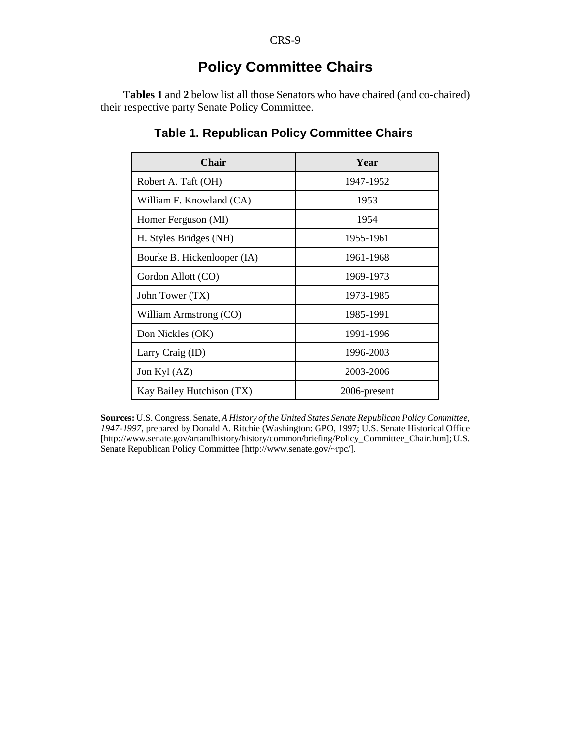# Policy Committee Chairs

**Tables 1** and **2** below list all those Senators who have chaired (and co-chaired) their respective party Senate Policy Committee.

### Table 1. Republican Policy Committee Chairs

| Chair | Year |
|---|---|
| Robert A. Taft (OH) | 1947-1952 |
| William F. Knowland (CA) | 1953 |
| Homer Ferguson (MI) | 1954 |
| H. Styles Bridges (NH) | 1955-1961 |
| Bourke B. Hickenlooper (IA) | 1961-1968 |
| Gordon Allott (CO) | 1969-1973 |
| John Tower (TX) | 1973-1985 |
| William Armstrong (CO) | 1985-1991 |
| Don Nickles (OK) | 1991-1996 |
| Larry Craig (ID) | 1996-2003 |
| Jon Kyl (AZ) | 2003-2006 |
| Kay Bailey Hutchison (TX) | 2006-present |

**Sources:** U.S. Congress, Senate, *A History of the United States Senate Republican Policy Committee, 1947-1997*, prepared by Donald A. Ritchie (Washington: GPO, 1997; U.S. Senate Historical Office [http://www.senate.gov/artandhistory/history/common/briefing/Policy_Committee_Chair.htm]; U.S. Senate Republican Policy Committee [http://www.senate.gov/~rpc/].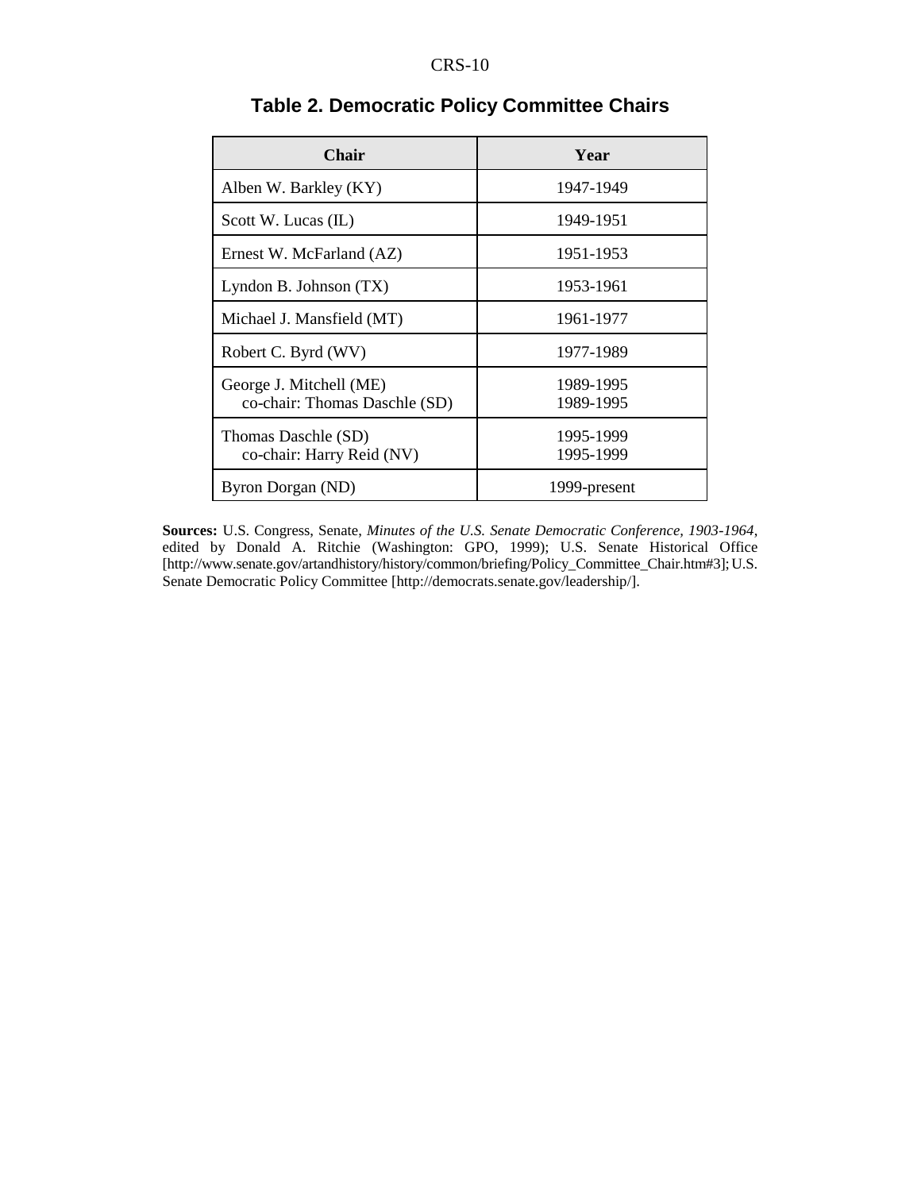## Table 2. Democratic Policy Committee Chairs

| Chair | Year |
|---|---|
| Alben W. Barkley (KY) | 1947-1949 |
| Scott W. Lucas (IL) | 1949-1951 |
| Ernest W. McFarland (AZ) | 1951-1953 |
| Lyndon B. Johnson (TX) | 1953-1961 |
| Michael J. Mansfield (MT) | 1961-1977 |
| Robert C. Byrd (WV) | 1977-1989 |
| George J. Mitchell (ME)<br>co-chair: Thomas Daschle (SD) | 1989-1995<br>1989-1995 |
| Thomas Daschle (SD)<br>co-chair: Harry Reid (NV) | 1995-1999<br>1995-1999 |
| Byron Dorgan (ND) | 1999-present |

**Sources:** U.S. Congress, Senate, *Minutes of the U.S. Senate Democratic Conference, 1903-1964*, edited by Donald A. Ritchie (Washington: GPO, 1999); U.S. Senate Historical Office [http://www.senate.gov/artandhistory/history/common/briefing/Policy_Committee_Chair.htm#3]; U.S. Senate Democratic Policy Committee [http://democrats.senate.gov/leadership/].